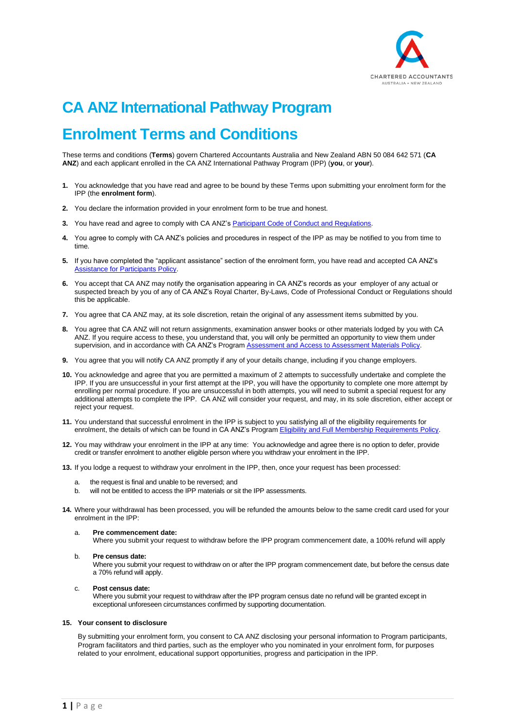# CA ANZ International Pathway Program

# Enrolment Terms and Conditions

These terms and conditions (**Terms**) govern Chartered Accountants Australia and New Zealand ABN 50 084 642 571 (**CA ANZ**) and each applicant enrolled in the CA ANZ International Pathway Program (IPP) (**you**, or **your**).

1. You acknowledge that you have read and agree to be bound by these Terms upon submitting your enrolment form for the IPP (the **enrolment form**).
2. You declare the information provided in your enrolment form to be true and honest.
3. You have read and agree to comply with CA ANZ's Participant Code of Conduct and Regulations.
4. You agree to comply with CA ANZ's policies and procedures in respect of the IPP as may be notified to you from time to time.
5. If you have completed the "applicant assistance" section of the enrolment form, you have read and accepted CA ANZ's Assistance for Participants Policy.
6. You accept that CA ANZ may notify the organisation appearing in CA ANZ's records as your employer of any actual or suspected breach by you of any of CA ANZ's Royal Charter, By-Laws, Code of Professional Conduct or Regulations should this be applicable.
7. You agree that CA ANZ may, at its sole discretion, retain the original of any assessment items submitted by you.
8. You agree that CA ANZ will not return assignments, examination answer books or other materials lodged by you with CA ANZ. If you require access to these, you understand that, you will only be permitted an opportunity to view them under supervision, and in accordance with CA ANZ's Program Assessment and Access to Assessment Materials Policy.
9. You agree that you will notify CA ANZ promptly if any of your details change, including if you change employers.
10. You acknowledge and agree that you are permitted a maximum of 2 attempts to successfully undertake and complete the IPP. If you are unsuccessful in your first attempt at the IPP, you will have the opportunity to complete one more attempt by enrolling per normal procedure. If you are unsuccessful in both attempts, you will need to submit a special request for any additional attempts to complete the IPP. CA ANZ will consider your request, and may, in its sole discretion, either accept or reject your request.
11. You understand that successful enrolment in the IPP is subject to you satisfying all of the eligibility requirements for enrolment, the details of which can be found in CA ANZ's Program Eligibility and Full Membership Requirements Policy.
12. You may withdraw your enrolment in the IPP at any time: You acknowledge and agree there is no option to defer, provide credit or transfer enrolment to another eligible person where you withdraw your enrolment in the IPP.
13. If you lodge a request to withdraw your enrolment in the IPP, then, once your request has been processed:
    a. the request is final and unable to be reversed; and
    b. will not be entitled to access the IPP materials or sit the IPP assessments.
14. Where your withdrawal has been processed, you will be refunded the amounts below to the same credit card used for your enrolment in the IPP:
    a. **Pre commencement date:**
       Where you submit your request to withdraw before the IPP program commencement date, a 100% refund will apply
    b. **Pre census date:**
       Where you submit your request to withdraw on or after the IPP program commencement date, but before the census date a 70% refund will apply.
    c. **Post census date:**
       Where you submit your request to withdraw after the IPP program census date no refund will be granted except in exceptional unforeseen circumstances confirmed by supporting documentation.
15. **Your consent to disclosure**

    By submitting your enrolment form, you consent to CA ANZ disclosing your personal information to Program participants, Program facilitators and third parties, such as the employer who you nominated in your enrolment form, for purposes related to your enrolment, educational support opportunities, progress and participation in the IPP.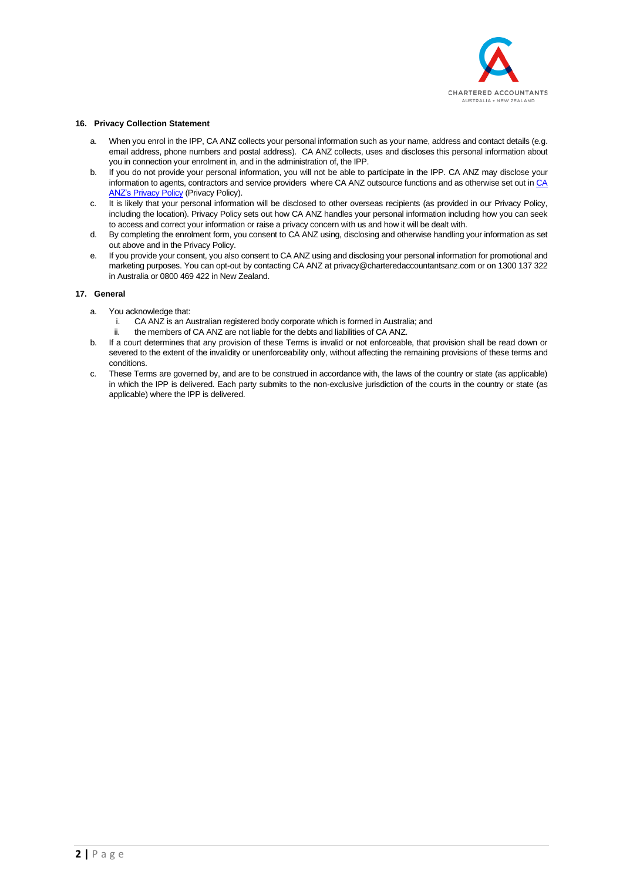**16. Privacy Collection Statement**

a. When you enrol in the IPP, CA ANZ collects your personal information such as your name, address and contact details (e.g. email address, phone numbers and postal address). CA ANZ collects, uses and discloses this personal information about you in connection your enrolment in, and in the administration of, the IPP.

b. If you do not provide your personal information, you will not be able to participate in the IPP. CA ANZ may disclose your information to agents, contractors and service providers where CA ANZ outsource functions and as otherwise set out in [CA ANZ's Privacy Policy] (Privacy Policy).

c. It is likely that your personal information will be disclosed to other overseas recipients (as provided in our Privacy Policy, including the location). Privacy Policy sets out how CA ANZ handles your personal information including how you can seek to access and correct your information or raise a privacy concern with us and how it will be dealt with.

d. By completing the enrolment form, you consent to CA ANZ using, disclosing and otherwise handling your information as set out above and in the Privacy Policy.

e. If you provide your consent, you also consent to CA ANZ using and disclosing your personal information for promotional and marketing purposes. You can opt-out by contacting CA ANZ at privacy@charteredaccountantsanz.com or on 1300 137 322 in Australia or 0800 469 422 in New Zealand.

**17. General**

a. You acknowledge that:
   i. CA ANZ is an Australian registered body corporate which is formed in Australia; and
   ii. the members of CA ANZ are not liable for the debts and liabilities of CA ANZ.

b. If a court determines that any provision of these Terms is invalid or not enforceable, that provision shall be read down or severed to the extent of the invalidity or unenforceability only, without affecting the remaining provisions of these terms and conditions.

c. These Terms are governed by, and are to be construed in accordance with, the laws of the country or state (as applicable) in which the IPP is delivered. Each party submits to the non-exclusive jurisdiction of the courts in the country or state (as applicable) where the IPP is delivered.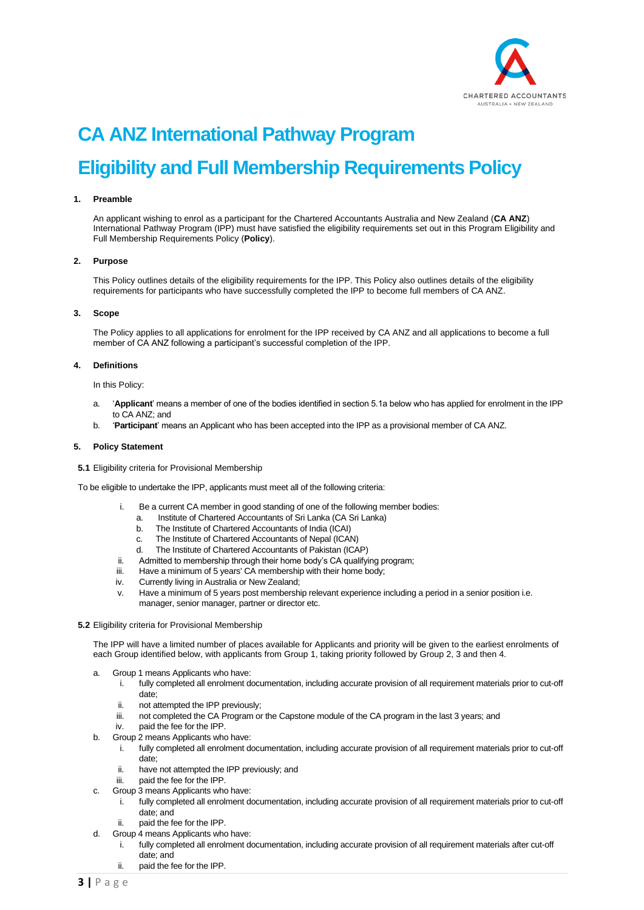# CA ANZ International Pathway Program

# Eligibility and Full Membership Requirements Policy

## 1. Preamble

An applicant wishing to enrol as a participant for the Chartered Accountants Australia and New Zealand (**CA ANZ**) International Pathway Program (IPP) must have satisfied the eligibility requirements set out in this Program Eligibility and Full Membership Requirements Policy (**Policy**).

## 2. Purpose

This Policy outlines details of the eligibility requirements for the IPP. This Policy also outlines details of the eligibility requirements for participants who have successfully completed the IPP to become full members of CA ANZ.

## 3. Scope

The Policy applies to all applications for enrolment for the IPP received by CA ANZ and all applications to become a full member of CA ANZ following a participant's successful completion of the IPP.

## 4. Definitions

In this Policy:

a. '**Applicant**' means a member of one of the bodies identified in section 5.1a below who has applied for enrolment in the IPP to CA ANZ; and
b. '**Participant**' means an Applicant who has been accepted into the IPP as a provisional member of CA ANZ.

## 5. Policy Statement

### 5.1 Eligibility criteria for Provisional Membership

To be eligible to undertake the IPP, applicants must meet all of the following criteria:

i. Be a current CA member in good standing of one of the following member bodies:
   a. Institute of Chartered Accountants of Sri Lanka (CA Sri Lanka)
   b. The Institute of Chartered Accountants of India (ICAI)
   c. The Institute of Chartered Accountants of Nepal (ICAN)
   d. The Institute of Chartered Accountants of Pakistan (ICAP)
ii. Admitted to membership through their home body's CA qualifying program;
iii. Have a minimum of 5 years' CA membership with their home body;
iv. Currently living in Australia or New Zealand;
v. Have a minimum of 5 years post membership relevant experience including a period in a senior position i.e. manager, senior manager, partner or director etc.

### 5.2 Eligibility criteria for Provisional Membership

The IPP will have a limited number of places available for Applicants and priority will be given to the earliest enrolments of each Group identified below, with applicants from Group 1, taking priority followed by Group 2, 3 and then 4.

a. Group 1 means Applicants who have:
   i. fully completed all enrolment documentation, including accurate provision of all requirement materials prior to cut-off date;
   ii. not attempted the IPP previously;
   iii. not completed the CA Program or the Capstone module of the CA program in the last 3 years; and
   iv. paid the fee for the IPP.
b. Group 2 means Applicants who have:
   i. fully completed all enrolment documentation, including accurate provision of all requirement materials prior to cut-off date;
   ii. have not attempted the IPP previously; and
   iii. paid the fee for the IPP.
c. Group 3 means Applicants who have:
   i. fully completed all enrolment documentation, including accurate provision of all requirement materials prior to cut-off date; and
   ii. paid the fee for the IPP.
d. Group 4 means Applicants who have:
   i. fully completed all enrolment documentation, including accurate provision of all requirement materials after cut-off date; and
   ii. paid the fee for the IPP.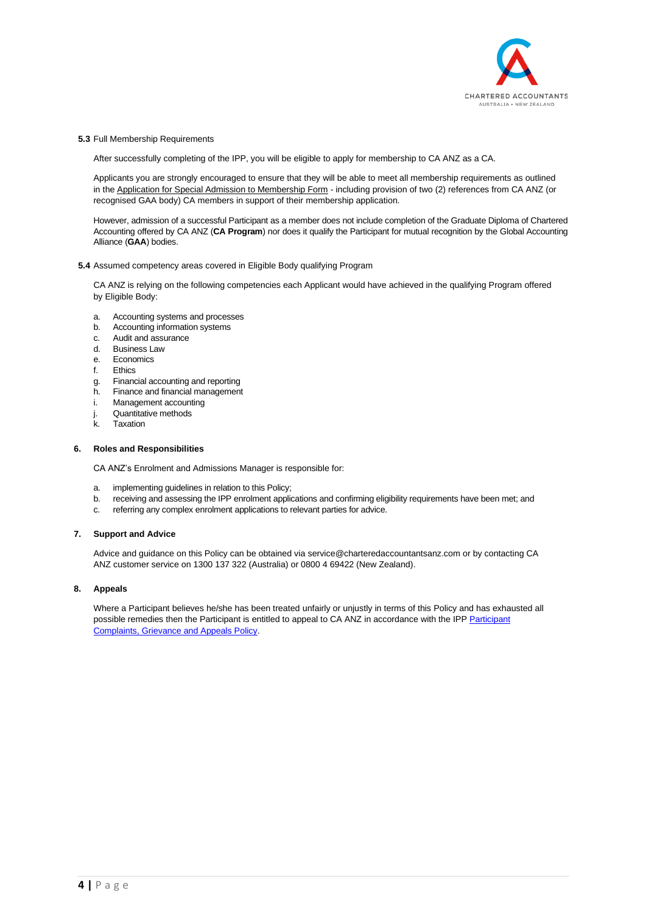**5.3** Full Membership Requirements

After successfully completing of the IPP, you will be eligible to apply for membership to CA ANZ as a CA.

Applicants you are strongly encouraged to ensure that they will be able to meet all membership requirements as outlined in the Application for Special Admission to Membership Form - including provision of two (2) references from CA ANZ (or recognised GAA body) CA members in support of their membership application.

However, admission of a successful Participant as a member does not include completion of the Graduate Diploma of Chartered Accounting offered by CA ANZ (**CA Program**) nor does it qualify the Participant for mutual recognition by the Global Accounting Alliance (**GAA**) bodies.

**5.4** Assumed competency areas covered in Eligible Body qualifying Program

CA ANZ is relying on the following competencies each Applicant would have achieved in the qualifying Program offered by Eligible Body:

a. Accounting systems and processes
b. Accounting information systems
c. Audit and assurance
d. Business Law
e. Economics
f. Ethics
g. Financial accounting and reporting
h. Finance and financial management
i. Management accounting
j. Quantitative methods
k. Taxation

## 6. Roles and Responsibilities

CA ANZ's Enrolment and Admissions Manager is responsible for:

a. implementing guidelines in relation to this Policy;
b. receiving and assessing the IPP enrolment applications and confirming eligibility requirements have been met; and
c. referring any complex enrolment applications to relevant parties for advice.

## 7. Support and Advice

Advice and guidance on this Policy can be obtained via service@charteredaccountantsanz.com or by contacting CA ANZ customer service on 1300 137 322 (Australia) or 0800 4 69422 (New Zealand).

## 8. Appeals

Where a Participant believes he/she has been treated unfairly or unjustly in terms of this Policy and has exhausted all possible remedies then the Participant is entitled to appeal to CA ANZ in accordance with the IPP Participant Complaints, Grievance and Appeals Policy.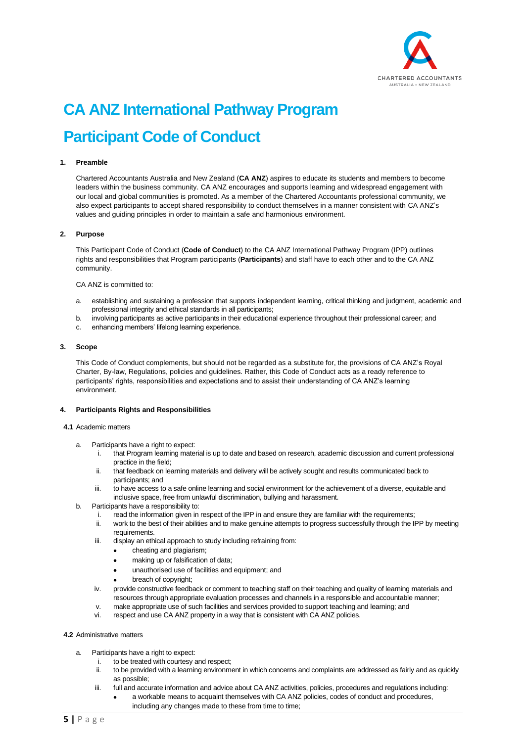# CA ANZ International Pathway Program

# Participant Code of Conduct

## 1. Preamble

Chartered Accountants Australia and New Zealand (**CA ANZ**) aspires to educate its students and members to become leaders within the business community. CA ANZ encourages and supports learning and widespread engagement with our local and global communities is promoted. As a member of the Chartered Accountants professional community, we also expect participants to accept shared responsibility to conduct themselves in a manner consistent with CA ANZ's values and guiding principles in order to maintain a safe and harmonious environment.

## 2. Purpose

This Participant Code of Conduct (**Code of Conduct**) to the CA ANZ International Pathway Program (IPP) outlines rights and responsibilities that Program participants (**Participants**) and staff have to each other and to the CA ANZ community.

CA ANZ is committed to:

a. establishing and sustaining a profession that supports independent learning, critical thinking and judgment, academic and professional integrity and ethical standards in all participants;
b. involving participants as active participants in their educational experience throughout their professional career; and
c. enhancing members' lifelong learning experience.

## 3. Scope

This Code of Conduct complements, but should not be regarded as a substitute for, the provisions of CA ANZ's Royal Charter, By-law, Regulations, policies and guidelines. Rather, this Code of Conduct acts as a ready reference to participants' rights, responsibilities and expectations and to assist their understanding of CA ANZ's learning environment.

## 4. Participants Rights and Responsibilities

**4.1** Academic matters

a. Participants have a right to expect:
   i. that Program learning material is up to date and based on research, academic discussion and current professional practice in the field;
   ii. that feedback on learning materials and delivery will be actively sought and results communicated back to participants; and
   iii. to have access to a safe online learning and social environment for the achievement of a diverse, equitable and inclusive space, free from unlawful discrimination, bullying and harassment.
b. Participants have a responsibility to:
   i. read the information given in respect of the IPP in and ensure they are familiar with the requirements;
   ii. work to the best of their abilities and to make genuine attempts to progress successfully through the IPP by meeting requirements.
   iii. display an ethical approach to study including refraining from:
      - cheating and plagiarism;
      - making up or falsification of data;
      - unauthorised use of facilities and equipment; and
      - breach of copyright;
   iv. provide constructive feedback or comment to teaching staff on their teaching and quality of learning materials and resources through appropriate evaluation processes and channels in a responsible and accountable manner;
   v. make appropriate use of such facilities and services provided to support teaching and learning; and
   vi. respect and use CA ANZ property in a way that is consistent with CA ANZ policies.

**4.2** Administrative matters

a. Participants have a right to expect:
   i. to be treated with courtesy and respect;
   ii. to be provided with a learning environment in which concerns and complaints are addressed as fairly and as quickly as possible;
   iii. full and accurate information and advice about CA ANZ activities, policies, procedures and regulations including:
      - a workable means to acquaint themselves with CA ANZ policies, codes of conduct and procedures, including any changes made to these from time to time;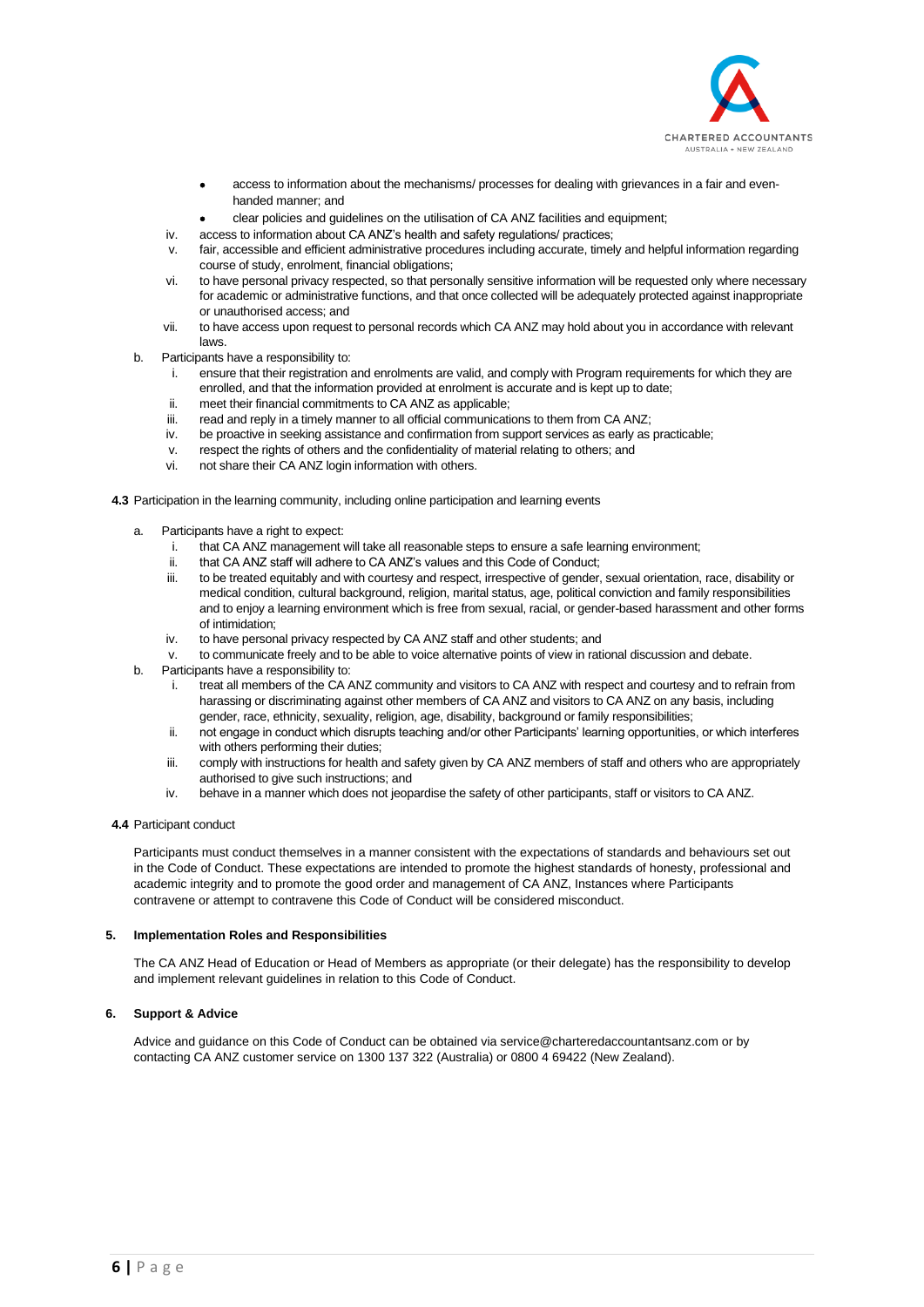- access to information about the mechanisms/ processes for dealing with grievances in a fair and even-handed manner; and
- clear policies and guidelines on the utilisation of CA ANZ facilities and equipment;

iv. access to information about CA ANZ's health and safety regulations/ practices;

v. fair, accessible and efficient administrative procedures including accurate, timely and helpful information regarding course of study, enrolment, financial obligations;

vi. to have personal privacy respected, so that personally sensitive information will be requested only where necessary for academic or administrative functions, and that once collected will be adequately protected against inappropriate or unauthorised access; and

vii. to have access upon request to personal records which CA ANZ may hold about you in accordance with relevant laws.

b. Participants have a responsibility to:

i. ensure that their registration and enrolments are valid, and comply with Program requirements for which they are enrolled, and that the information provided at enrolment is accurate and is kept up to date;

ii. meet their financial commitments to CA ANZ as applicable;

iii. read and reply in a timely manner to all official communications to them from CA ANZ;

iv. be proactive in seeking assistance and confirmation from support services as early as practicable;

v. respect the rights of others and the confidentiality of material relating to others; and

vi. not share their CA ANZ login information with others.

**4.3** Participation in the learning community, including online participation and learning events

a. Participants have a right to expect:

i. that CA ANZ management will take all reasonable steps to ensure a safe learning environment;

ii. that CA ANZ staff will adhere to CA ANZ's values and this Code of Conduct;

iii. to be treated equitably and with courtesy and respect, irrespective of gender, sexual orientation, race, disability or medical condition, cultural background, religion, marital status, age, political conviction and family responsibilities and to enjoy a learning environment which is free from sexual, racial, or gender-based harassment and other forms of intimidation;

iv. to have personal privacy respected by CA ANZ staff and other students; and

v. to communicate freely and to be able to voice alternative points of view in rational discussion and debate.

b. Participants have a responsibility to:

i. treat all members of the CA ANZ community and visitors to CA ANZ with respect and courtesy and to refrain from harassing or discriminating against other members of CA ANZ and visitors to CA ANZ on any basis, including gender, race, ethnicity, sexuality, religion, age, disability, background or family responsibilities;

ii. not engage in conduct which disrupts teaching and/or other Participants' learning opportunities, or which interferes with others performing their duties;

iii. comply with instructions for health and safety given by CA ANZ members of staff and others who are appropriately authorised to give such instructions; and

iv. behave in a manner which does not jeopardise the safety of other participants, staff or visitors to CA ANZ.

**4.4** Participant conduct

Participants must conduct themselves in a manner consistent with the expectations of standards and behaviours set out in the Code of Conduct. These expectations are intended to promote the highest standards of honesty, professional and academic integrity and to promote the good order and management of CA ANZ, Instances where Participants contravene or attempt to contravene this Code of Conduct will be considered misconduct.

## 5. Implementation Roles and Responsibilities

The CA ANZ Head of Education or Head of Members as appropriate (or their delegate) has the responsibility to develop and implement relevant guidelines in relation to this Code of Conduct.

## 6. Support & Advice

Advice and guidance on this Code of Conduct can be obtained via service@charteredaccountantsanz.com or by contacting CA ANZ customer service on 1300 137 322 (Australia) or 0800 4 69422 (New Zealand).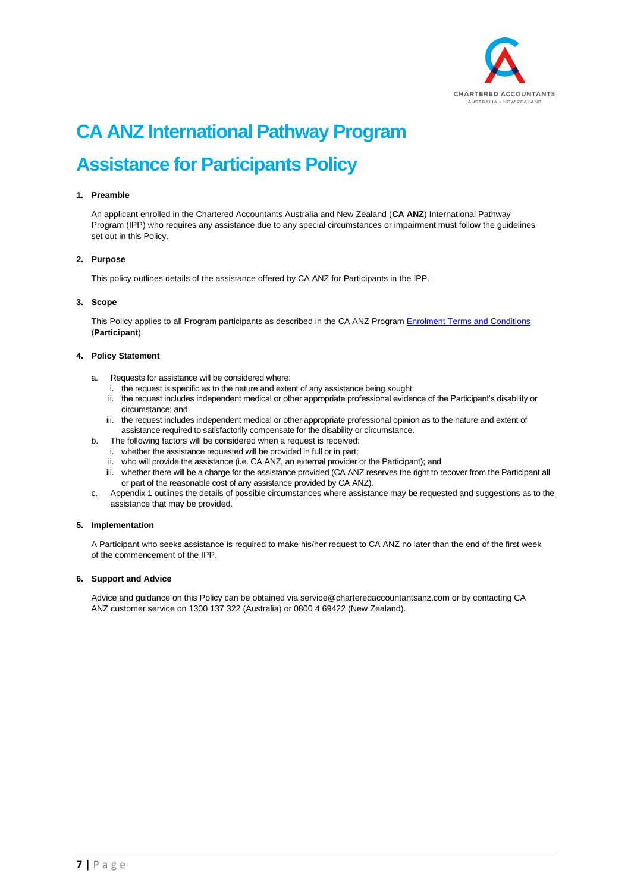# CA ANZ International Pathway Program

# Assistance for Participants Policy

## 1. Preamble

An applicant enrolled in the Chartered Accountants Australia and New Zealand (**CA ANZ**) International Pathway Program (IPP) who requires any assistance due to any special circumstances or impairment must follow the guidelines set out in this Policy.

## 2. Purpose

This policy outlines details of the assistance offered by CA ANZ for Participants in the IPP.

## 3. Scope

This Policy applies to all Program participants as described in the CA ANZ Program Enrolment Terms and Conditions (**Participant**).

## 4. Policy Statement

a. Requests for assistance will be considered where:
   i. the request is specific as to the nature and extent of any assistance being sought;
   ii. the request includes independent medical or other appropriate professional evidence of the Participant's disability or circumstance; and
   iii. the request includes independent medical or other appropriate professional opinion as to the nature and extent of assistance required to satisfactorily compensate for the disability or circumstance.

b. The following factors will be considered when a request is received:
   i. whether the assistance requested will be provided in full or in part;
   ii. who will provide the assistance (i.e. CA ANZ, an external provider or the Participant); and
   iii. whether there will be a charge for the assistance provided (CA ANZ reserves the right to recover from the Participant all or part of the reasonable cost of any assistance provided by CA ANZ).

c. Appendix 1 outlines the details of possible circumstances where assistance may be requested and suggestions as to the assistance that may be provided.

## 5. Implementation

A Participant who seeks assistance is required to make his/her request to CA ANZ no later than the end of the first week of the commencement of the IPP.

## 6. Support and Advice

Advice and guidance on this Policy can be obtained via service@charteredaccountantsanz.com or by contacting CA ANZ customer service on 1300 137 322 (Australia) or 0800 4 69422 (New Zealand).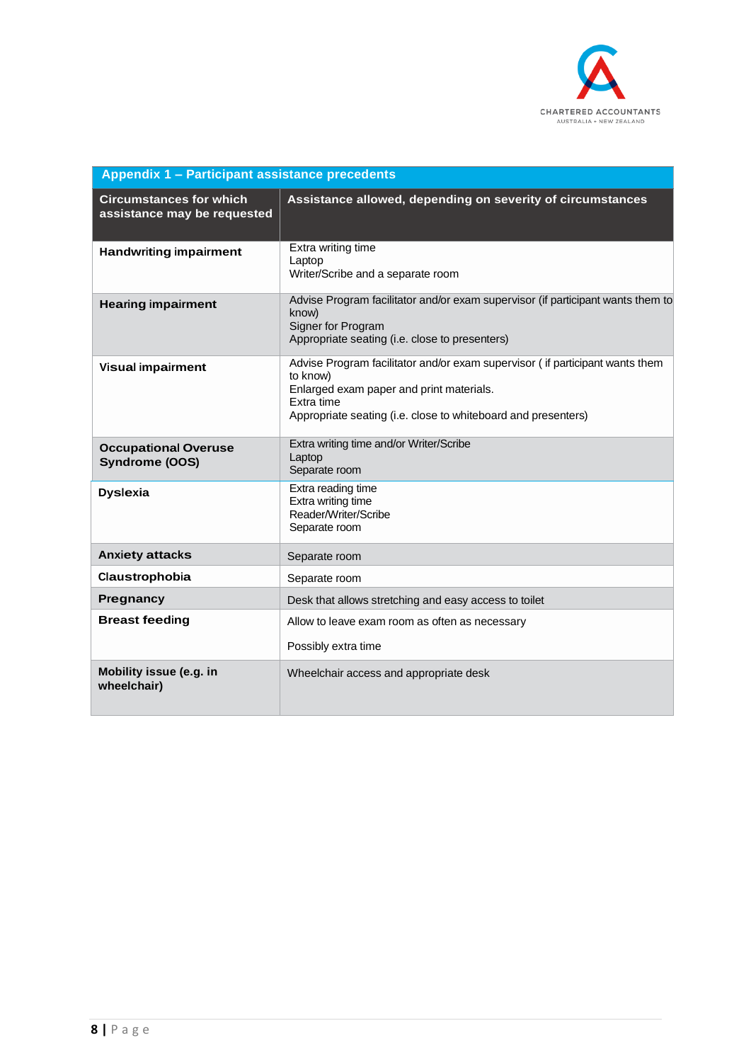## Appendix 1 – Participant assistance precedents

| Circumstances for which assistance may be requested | Assistance allowed, depending on severity of circumstances |
| --- | --- |
| **Handwriting impairment** | Extra writing time<br>Laptop<br>Writer/Scribe and a separate room |
| **Hearing impairment** | Advise Program facilitator and/or exam supervisor (if participant wants them to know)<br>Signer for Program<br>Appropriate seating (i.e. close to presenters) |
| **Visual impairment** | Advise Program facilitator and/or exam supervisor ( if participant wants them to know)<br>Enlarged exam paper and print materials.<br>Extra time<br>Appropriate seating (i.e. close to whiteboard and presenters) |
| **Occupational Overuse Syndrome (OOS)** | Extra writing time and/or Writer/Scribe<br>Laptop<br>Separate room |
| **Dyslexia** | Extra reading time<br>Extra writing time<br>Reader/Writer/Scribe<br>Separate room |
| **Anxiety attacks** | Separate room |
| **Claustrophobia** | Separate room |
| **Pregnancy** | Desk that allows stretching and easy access to toilet |
| **Breast feeding** | Allow to leave exam room as often as necessary<br><br>Possibly extra time |
| **Mobility issue (e.g. in wheelchair)** | Wheelchair access and appropriate desk |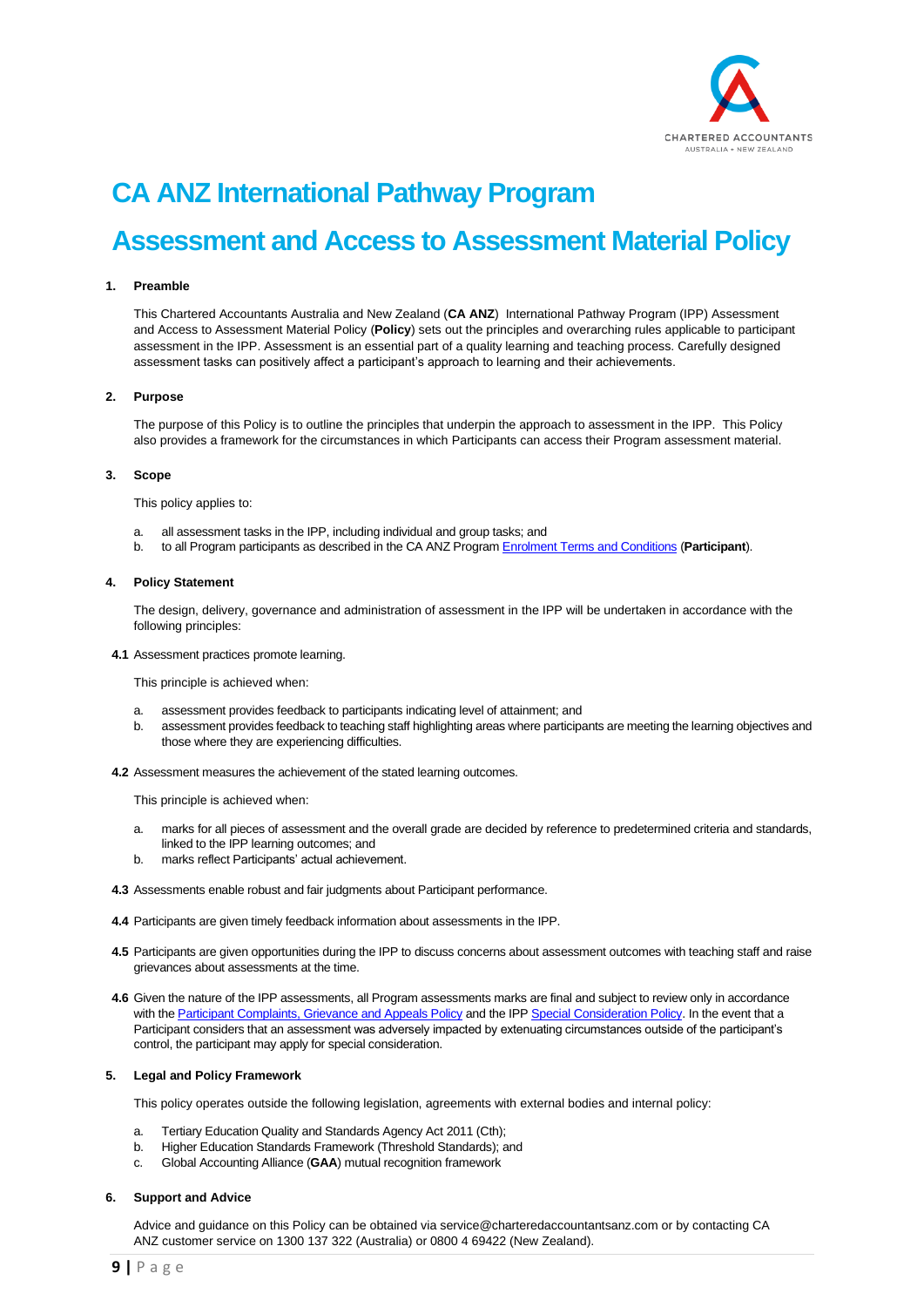# CA ANZ International Pathway Program

# Assessment and Access to Assessment Material Policy

## 1. Preamble

This Chartered Accountants Australia and New Zealand (**CA ANZ**) International Pathway Program (IPP) Assessment and Access to Assessment Material Policy (**Policy**) sets out the principles and overarching rules applicable to participant assessment in the IPP. Assessment is an essential part of a quality learning and teaching process. Carefully designed assessment tasks can positively affect a participant's approach to learning and their achievements.

## 2. Purpose

The purpose of this Policy is to outline the principles that underpin the approach to assessment in the IPP. This Policy also provides a framework for the circumstances in which Participants can access their Program assessment material.

## 3. Scope

This policy applies to:

a. all assessment tasks in the IPP, including individual and group tasks; and
b. to all Program participants as described in the CA ANZ Program Enrolment Terms and Conditions (**Participant**).

## 4. Policy Statement

The design, delivery, governance and administration of assessment in the IPP will be undertaken in accordance with the following principles:

**4.1** Assessment practices promote learning.

This principle is achieved when:

a. assessment provides feedback to participants indicating level of attainment; and
b. assessment provides feedback to teaching staff highlighting areas where participants are meeting the learning objectives and those where they are experiencing difficulties.

**4.2** Assessment measures the achievement of the stated learning outcomes.

This principle is achieved when:

a. marks for all pieces of assessment and the overall grade are decided by reference to predetermined criteria and standards, linked to the IPP learning outcomes; and
b. marks reflect Participants' actual achievement.

**4.3** Assessments enable robust and fair judgments about Participant performance.

**4.4** Participants are given timely feedback information about assessments in the IPP.

**4.5** Participants are given opportunities during the IPP to discuss concerns about assessment outcomes with teaching staff and raise grievances about assessments at the time.

**4.6** Given the nature of the IPP assessments, all Program assessments marks are final and subject to review only in accordance with the Participant Complaints, Grievance and Appeals Policy and the IPP Special Consideration Policy. In the event that a Participant considers that an assessment was adversely impacted by extenuating circumstances outside of the participant's control, the participant may apply for special consideration.

## 5. Legal and Policy Framework

This policy operates outside the following legislation, agreements with external bodies and internal policy:

a. Tertiary Education Quality and Standards Agency Act 2011 (Cth);
b. Higher Education Standards Framework (Threshold Standards); and
c. Global Accounting Alliance (**GAA**) mutual recognition framework

## 6. Support and Advice

Advice and guidance on this Policy can be obtained via service@charteredaccountantsanz.com or by contacting CA ANZ customer service on 1300 137 322 (Australia) or 0800 4 69422 (New Zealand).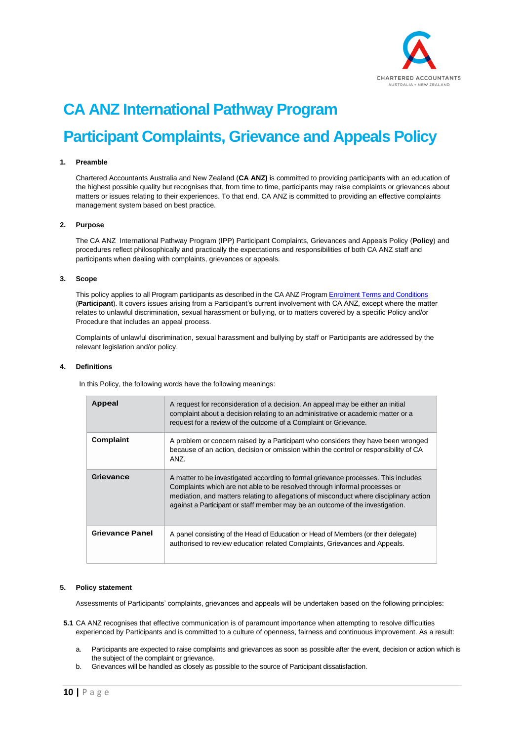# CA ANZ International Pathway Program

# Participant Complaints, Grievance and Appeals Policy

## 1. Preamble

Chartered Accountants Australia and New Zealand (**CA ANZ)** is committed to providing participants with an education of the highest possible quality but recognises that, from time to time, participants may raise complaints or grievances about matters or issues relating to their experiences. To that end, CA ANZ is committed to providing an effective complaints management system based on best practice.

## 2. Purpose

The CA ANZ International Pathway Program (IPP) Participant Complaints, Grievances and Appeals Policy (**Policy**) and procedures reflect philosophically and practically the expectations and responsibilities of both CA ANZ staff and participants when dealing with complaints, grievances or appeals.

## 3. Scope

This policy applies to all Program participants as described in the CA ANZ Program Enrolment Terms and Conditions (**Participant**). It covers issues arising from a Participant's current involvement with CA ANZ, except where the matter relates to unlawful discrimination, sexual harassment or bullying, or to matters covered by a specific Policy and/or Procedure that includes an appeal process.

Complaints of unlawful discrimination, sexual harassment and bullying by staff or Participants are addressed by the relevant legislation and/or policy.

## 4. Definitions

In this Policy, the following words have the following meanings:

| Term | Meaning |
|---|---|
| **Appeal** | A request for reconsideration of a decision. An appeal may be either an initial complaint about a decision relating to an administrative or academic matter or a request for a review of the outcome of a Complaint or Grievance. |
| **Complaint** | A problem or concern raised by a Participant who considers they have been wronged because of an action, decision or omission within the control or responsibility of CA ANZ. |
| **Grievance** | A matter to be investigated according to formal grievance processes. This includes Complaints which are not able to be resolved through informal processes or mediation, and matters relating to allegations of misconduct where disciplinary action against a Participant or staff member may be an outcome of the investigation. |
| **Grievance Panel** | A panel consisting of the Head of Education or Head of Members (or their delegate) authorised to review education related Complaints, Grievances and Appeals. |

## 5. Policy statement

Assessments of Participants' complaints, grievances and appeals will be undertaken based on the following principles:

**5.1** CA ANZ recognises that effective communication is of paramount importance when attempting to resolve difficulties experienced by Participants and is committed to a culture of openness, fairness and continuous improvement. As a result:

a. Participants are expected to raise complaints and grievances as soon as possible after the event, decision or action which is the subject of the complaint or grievance.

b. Grievances will be handled as closely as possible to the source of Participant dissatisfaction.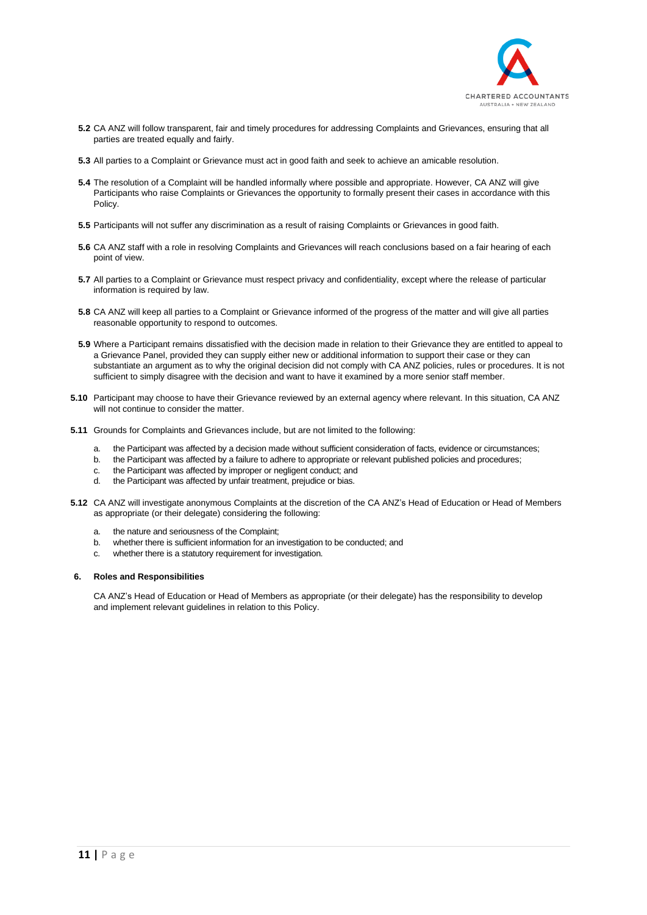**5.2** CA ANZ will follow transparent, fair and timely procedures for addressing Complaints and Grievances, ensuring that all parties are treated equally and fairly.

**5.3** All parties to a Complaint or Grievance must act in good faith and seek to achieve an amicable resolution.

**5.4** The resolution of a Complaint will be handled informally where possible and appropriate. However, CA ANZ will give Participants who raise Complaints or Grievances the opportunity to formally present their cases in accordance with this Policy.

**5.5** Participants will not suffer any discrimination as a result of raising Complaints or Grievances in good faith.

**5.6** CA ANZ staff with a role in resolving Complaints and Grievances will reach conclusions based on a fair hearing of each point of view.

**5.7** All parties to a Complaint or Grievance must respect privacy and confidentiality, except where the release of particular information is required by law.

**5.8** CA ANZ will keep all parties to a Complaint or Grievance informed of the progress of the matter and will give all parties reasonable opportunity to respond to outcomes.

**5.9** Where a Participant remains dissatisfied with the decision made in relation to their Grievance they are entitled to appeal to a Grievance Panel, provided they can supply either new or additional information to support their case or they can substantiate an argument as to why the original decision did not comply with CA ANZ policies, rules or procedures. It is not sufficient to simply disagree with the decision and want to have it examined by a more senior staff member.

**5.10** Participant may choose to have their Grievance reviewed by an external agency where relevant. In this situation, CA ANZ will not continue to consider the matter.

**5.11** Grounds for Complaints and Grievances include, but are not limited to the following:

a. the Participant was affected by a decision made without sufficient consideration of facts, evidence or circumstances;
b. the Participant was affected by a failure to adhere to appropriate or relevant published policies and procedures;
c. the Participant was affected by improper or negligent conduct; and
d. the Participant was affected by unfair treatment, prejudice or bias.

**5.12** CA ANZ will investigate anonymous Complaints at the discretion of the CA ANZ's Head of Education or Head of Members as appropriate (or their delegate) considering the following:

a. the nature and seriousness of the Complaint;
b. whether there is sufficient information for an investigation to be conducted; and
c. whether there is a statutory requirement for investigation.

## 6. Roles and Responsibilities

CA ANZ's Head of Education or Head of Members as appropriate (or their delegate) has the responsibility to develop and implement relevant guidelines in relation to this Policy.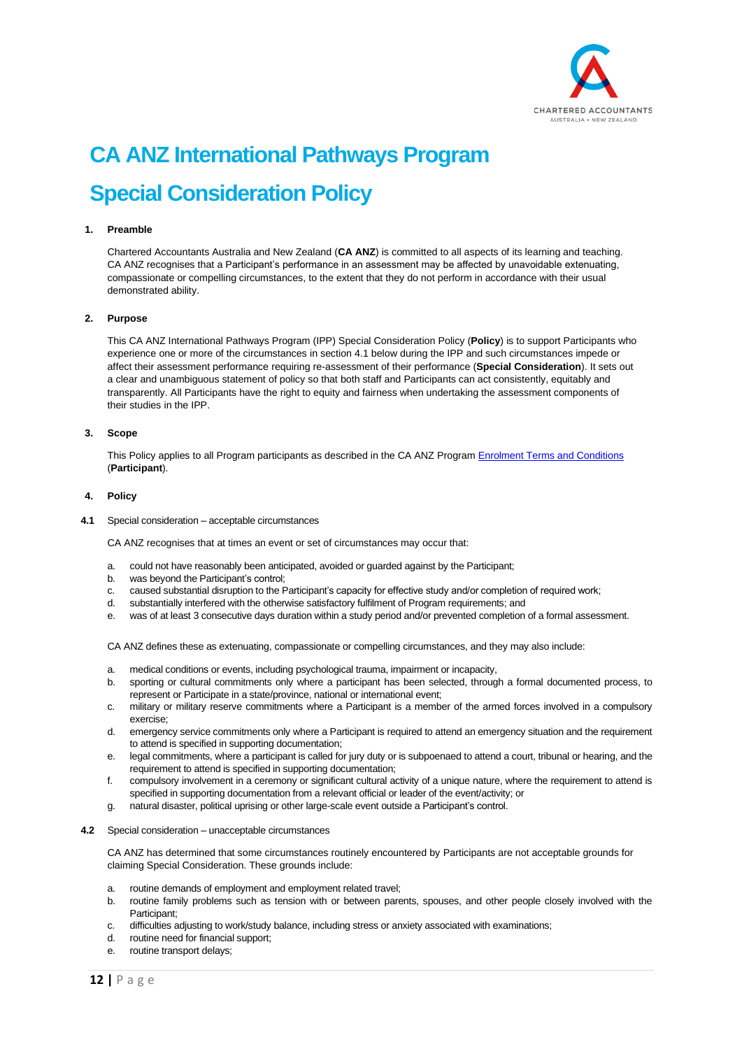# CA ANZ International Pathways Program

# Special Consideration Policy

## 1. Preamble

Chartered Accountants Australia and New Zealand (**CA ANZ**) is committed to all aspects of its learning and teaching. CA ANZ recognises that a Participant's performance in an assessment may be affected by unavoidable extenuating, compassionate or compelling circumstances, to the extent that they do not perform in accordance with their usual demonstrated ability.

## 2. Purpose

This CA ANZ International Pathways Program (IPP) Special Consideration Policy (**Policy**) is to support Participants who experience one or more of the circumstances in section 4.1 below during the IPP and such circumstances impede or affect their assessment performance requiring re-assessment of their performance (**Special Consideration**). It sets out a clear and unambiguous statement of policy so that both staff and Participants can act consistently, equitably and transparently. All Participants have the right to equity and fairness when undertaking the assessment components of their studies in the IPP.

## 3. Scope

This Policy applies to all Program participants as described in the CA ANZ Program Enrolment Terms and Conditions (**Participant**).

## 4. Policy

### 4.1 Special consideration – acceptable circumstances

CA ANZ recognises that at times an event or set of circumstances may occur that:

a. could not have reasonably been anticipated, avoided or guarded against by the Participant;
b. was beyond the Participant's control;
c. caused substantial disruption to the Participant's capacity for effective study and/or completion of required work;
d. substantially interfered with the otherwise satisfactory fulfilment of Program requirements; and
e. was of at least 3 consecutive days duration within a study period and/or prevented completion of a formal assessment.

CA ANZ defines these as extenuating, compassionate or compelling circumstances, and they may also include:

a. medical conditions or events, including psychological trauma, impairment or incapacity,
b. sporting or cultural commitments only where a participant has been selected, through a formal documented process, to represent or Participate in a state/province, national or international event;
c. military or military reserve commitments where a Participant is a member of the armed forces involved in a compulsory exercise;
d. emergency service commitments only where a Participant is required to attend an emergency situation and the requirement to attend is specified in supporting documentation;
e. legal commitments, where a participant is called for jury duty or is subpoenaed to attend a court, tribunal or hearing, and the requirement to attend is specified in supporting documentation;
f. compulsory involvement in a ceremony or significant cultural activity of a unique nature, where the requirement to attend is specified in supporting documentation from a relevant official or leader of the event/activity; or
g. natural disaster, political uprising or other large-scale event outside a Participant's control.

### 4.2 Special consideration – unacceptable circumstances

CA ANZ has determined that some circumstances routinely encountered by Participants are not acceptable grounds for claiming Special Consideration. These grounds include:

a. routine demands of employment and employment related travel;
b. routine family problems such as tension with or between parents, spouses, and other people closely involved with the Participant;
c. difficulties adjusting to work/study balance, including stress or anxiety associated with examinations;
d. routine need for financial support;
e. routine transport delays;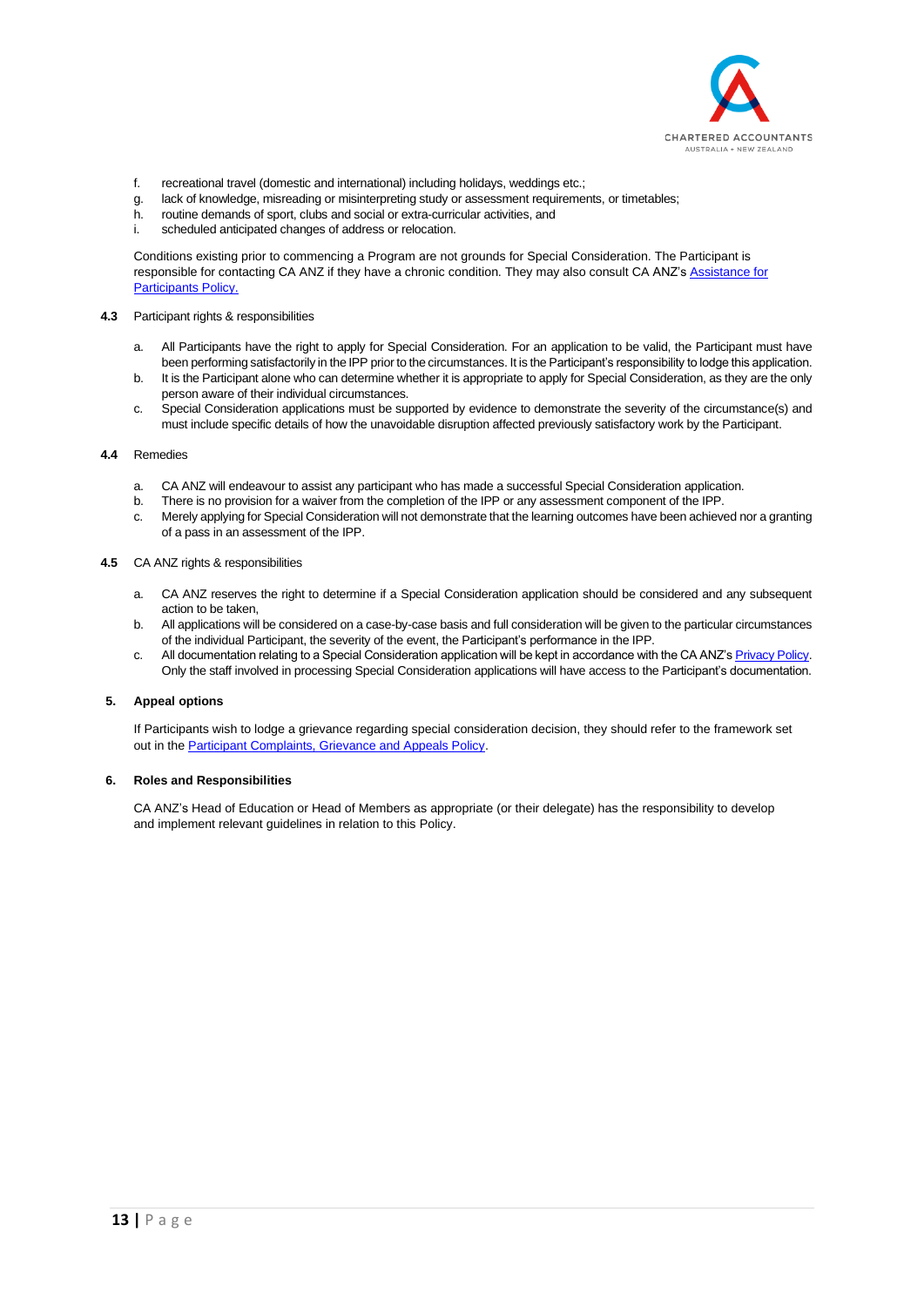f. recreational travel (domestic and international) including holidays, weddings etc.;
g. lack of knowledge, misreading or misinterpreting study or assessment requirements, or timetables;
h. routine demands of sport, clubs and social or extra-curricular activities, and
i. scheduled anticipated changes of address or relocation.

Conditions existing prior to commencing a Program are not grounds for Special Consideration. The Participant is responsible for contacting CA ANZ if they have a chronic condition. They may also consult CA ANZ's [Assistance for Participants Policy.]()

**4.3** Participant rights & responsibilities

a. All Participants have the right to apply for Special Consideration. For an application to be valid, the Participant must have been performing satisfactorily in the IPP prior to the circumstances. It is the Participant's responsibility to lodge this application.
b. It is the Participant alone who can determine whether it is appropriate to apply for Special Consideration, as they are the only person aware of their individual circumstances.
c. Special Consideration applications must be supported by evidence to demonstrate the severity of the circumstance(s) and must include specific details of how the unavoidable disruption affected previously satisfactory work by the Participant.

**4.4** Remedies

a. CA ANZ will endeavour to assist any participant who has made a successful Special Consideration application.
b. There is no provision for a waiver from the completion of the IPP or any assessment component of the IPP.
c. Merely applying for Special Consideration will not demonstrate that the learning outcomes have been achieved nor a granting of a pass in an assessment of the IPP.

**4.5** CA ANZ rights & responsibilities

a. CA ANZ reserves the right to determine if a Special Consideration application should be considered and any subsequent action to be taken,
b. All applications will be considered on a case-by-case basis and full consideration will be given to the particular circumstances of the individual Participant, the severity of the event, the Participant's performance in the IPP.
c. All documentation relating to a Special Consideration application will be kept in accordance with the CA ANZ's [Privacy Policy](). Only the staff involved in processing Special Consideration applications will have access to the Participant's documentation.

## 5. Appeal options

If Participants wish to lodge a grievance regarding special consideration decision, they should refer to the framework set out in the [Participant Complaints, Grievance and Appeals Policy]().

## 6. Roles and Responsibilities

CA ANZ's Head of Education or Head of Members as appropriate (or their delegate) has the responsibility to develop and implement relevant guidelines in relation to this Policy.